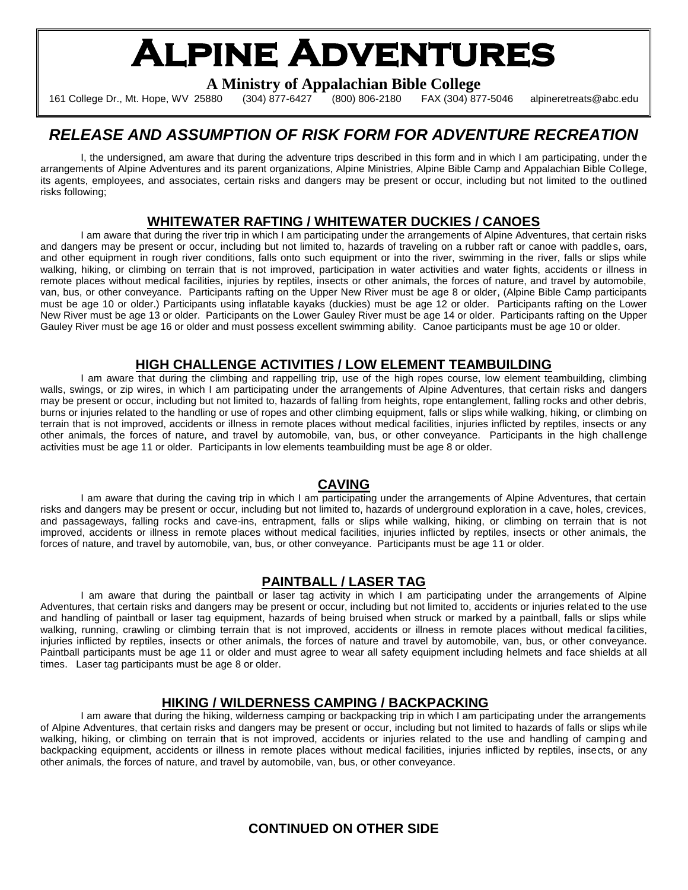# ALPINE ADVENTURES

**A Ministry of Appalachian Bible College**

161 College Dr., Mt. Hope, WV 25880 (304) 877-6427 (800) 806-2180 FAX (304) 877-5046 alpineretreats@abc.edu

## *RELEASE AND ASSUMPTION OF RISK FORM FOR ADVENTURE RECREATION*

I, the undersigned, am aware that during the adventure trips described in this form and in which I am participating, under the arrangements of Alpine Adventures and its parent organizations, Alpine Ministries, Alpine Bible Camp and Appalachian Bible College, its agents, employees, and associates, certain risks and dangers may be present or occur, including but not limited to the outlined risks following;

### WHITEWATER RAFTING / WHITEWATER DUCKIES / CANOES

I am aware that during the river trip in which I am participating under the arrangements of Alpine Adventures, that certain risks and dangers may be present or occur, including but not limited to, hazards of traveling on a rubber raft or canoe with paddles, oars, and other equipment in rough river conditions, falls onto such equipment or into the river, swimming in the river, falls or slips while walking, hiking, or climbing on terrain that is not improved, participation in water activities and water fights, accidents or illness in remote places without medical facilities, injuries by reptiles, insects or other animals, the forces of nature, and travel by automobile, van, bus, or other conveyance. Participants rafting on the Upper New River must be age 8 or older, (Alpine Bible Camp participants must be age 10 or older.) Participants using inflatable kayaks (duckies) must be age 12 or older. Participants rafting on the Lower New River must be age 13 or older. Participants on the Lower Gauley River must be age 14 or older. Participants rafting on the Upper Gauley River must be age 16 or older and must possess excellent swimming ability. Canoe participants must be age 10 or older.

### HIGH CHALLENGE ACTIVITIES / LOW ELEMENT TEAMBUILDING

I am aware that during the climbing and rappelling trip, use of the high ropes course, low element teambuilding, climbing walls, swings, or zip wires, in which I am participating under the arrangements of Alpine Adventures, that certain risks and dangers may be present or occur, including but not limited to, hazards of falling from heights, rope entanglement, falling rocks and other debris, burns or injuries related to the handling or use of ropes and other climbing equipment, falls or slips while walking, hiking, or climbing on terrain that is not improved, accidents or illness in remote places without medical facilities, injuries inflicted by reptiles, insects or any other animals, the forces of nature, and travel by automobile, van, bus, or other conveyance. Participants in the high challenge activities must be age 11 or older. Participants in low elements teambuilding must be age 8 or older.

### CAVING

I am aware that during the caving trip in which I am participating under the arrangements of Alpine Adventures, that certain risks and dangers may be present or occur, including but not limited to, hazards of underground exploration in a cave, holes, crevices, and passageways, falling rocks and cave-ins, entrapment, falls or slips while walking, hiking, or climbing on terrain that is not improved, accidents or illness in remote places without medical facilities, injuries inflicted by reptiles, insects or other animals, the forces of nature, and travel by automobile, van, bus, or other conveyance. Participants must be age 11 or older.

### PAINTBALL / LASER TAG

I am aware that during the paintball or laser tag activity in which I am participating under the arrangements of Alpine Adventures, that certain risks and dangers may be present or occur, including but not limited to, accidents or injuries related to the use and handling of paintball or laser tag equipment, hazards of being bruised when struck or marked by a paintball, falls or slips while walking, running, crawling or climbing terrain that is not improved, accidents or illness in remote places without medical facilities, injuries inflicted by reptiles, insects or other animals, the forces of nature and travel by automobile, van, bus, or other conveyance. Paintball participants must be age 11 or older and must agree to wear all safety equipment including helmets and face shields at all times. Laser tag participants must be age 8 or older.

### HIKING / WILDERNESS CAMPING / BACKPACKING

I am aware that during the hiking, wilderness camping or backpacking trip in which I am participating under the arrangements of Alpine Adventures, that certain risks and dangers may be present or occur, including but not limited to hazards of falls or slips while walking, hiking, or climbing on terrain that is not improved, accidents or injuries related to the use and handling of camping and backpacking equipment, accidents or illness in remote places without medical facilities, injuries inflicted by reptiles, insects, or any other animals, the forces of nature, and travel by automobile, van, bus, or other conveyance.

**CONTINUED ON OTHER SIDE**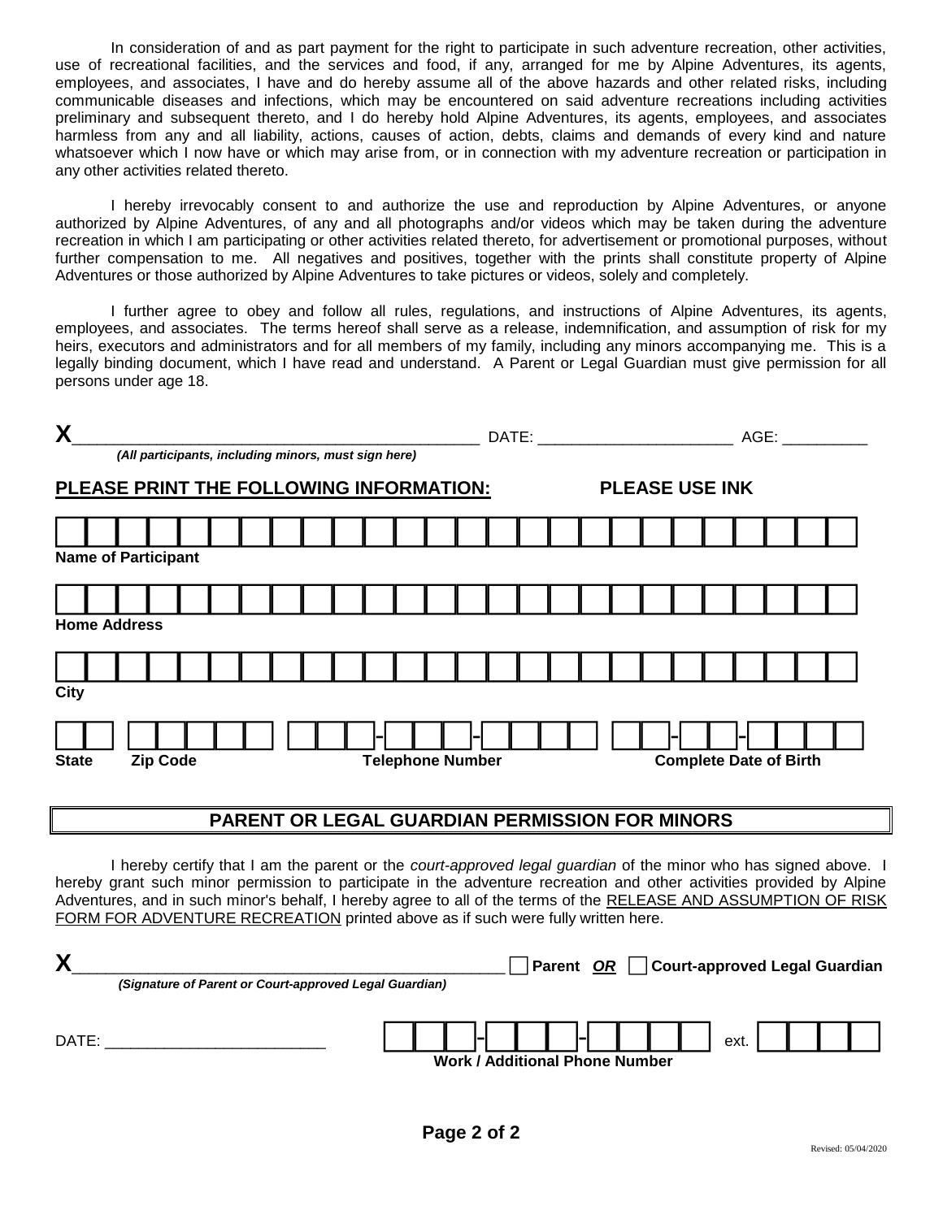In consideration of and as part payment for the right to participate in such adventure recreation, other activities, use of recreational facilities, and the services and food, if any, arranged for me by Alpine Adventures, its agents, employees, and associates, I have and do hereby assume all of the above hazards and other related risks, including communicable diseases and infections, which may be encountered on said adventure recreations including activities preliminary and subsequent thereto, and I do hereby hold Alpine Adventures, its agents, employees, and associates harmless from any and all liability, actions, causes of action, debts, claims and demands of every kind and nature whatsoever which I now have or which may arise from, or in connection with my adventure recreation or participation in any other activities related thereto.

I hereby irrevocably consent to and authorize the use and reproduction by Alpine Adventures, or anyone authorized by Alpine Adventures, of any and all photographs and/or videos which may be taken during the adventure recreation in which I am participating or other activities related thereto, for advertisement or promotional purposes, without further compensation to me. All negatives and positives, together with the prints shall constitute property of Alpine Adventures or those authorized by Alpine Adventures to take pictures or videos, solely and completely.

I further agree to obey and follow all rules, regulations, and instructions of Alpine Adventures, its agents, employees, and associates. The terms hereof shall serve as a release, indemnification, and assumption of risk for my heirs, executors and administrators and for all members of my family, including any minors accompanying me. This is a legally binding document, which I have read and understand. A Parent or Legal Guardian must give permission for all persons under age 18.

**X**_______________________________________________ DATE: ______________________ AGE: __________

***(All participants, including minors, must sign here)***

**PLEASE PRINT THE FOLLOWING INFORMATION:** **PLEASE USE INK**

**Name of Participant**

**Home Address**

**City**

**State** **Zip Code** **Telephone Number** **Complete Date of Birth**

## PARENT OR LEGAL GUARDIAN PERMISSION FOR MINORS

I hereby certify that I am the parent or the *court-approved legal guardian* of the minor who has signed above. I hereby grant such minor permission to participate in the adventure recreation and other activities provided by Alpine Adventures, and in such minor's behalf, I hereby agree to all of the terms of the RELEASE AND ASSUMPTION OF RISK FORM FOR ADVENTURE RECREATION printed above as if such were fully written here.

**X**_______________________________________________ ☐ **Parent** ***OR*** ☐ **Court-approved Legal Guardian**

***(Signature of Parent or Court-approved Legal Guardian)***

DATE: _________________________ ext.

**Work / Additional Phone Number**

Revised: 05/04/2020